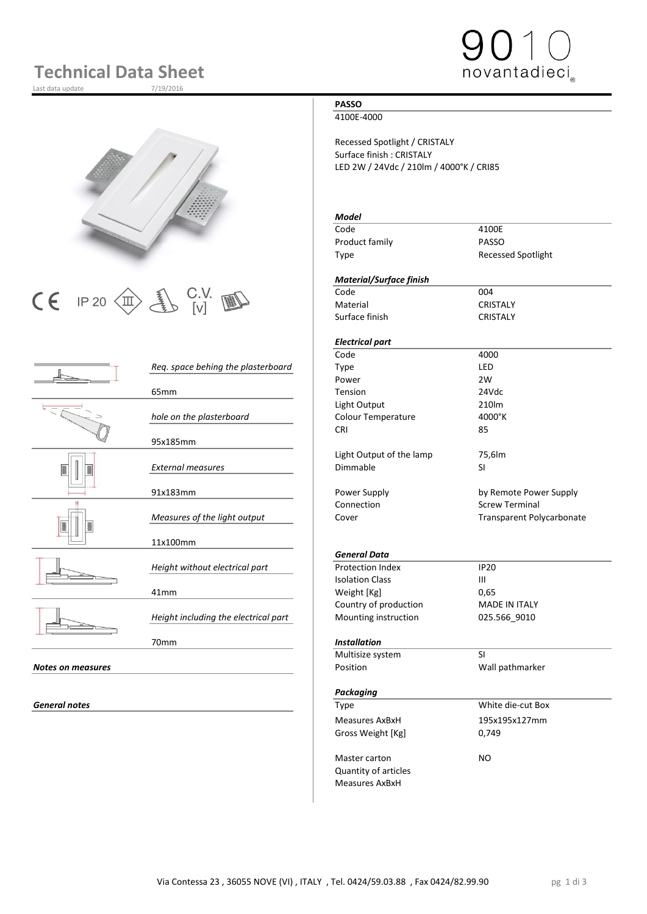# Technical Data Sheet

Last data update 7/19/2016

9010 novantadieci

CE IP 20 C.V. [v]

| | |
|---|---|
| *Req. space behing the plasterboard* | 65mm |
| *hole on the plasterboard* | 95x185mm |
| *External measures* | 91x183mm |
| *Measures of the light output* | 11x100mm |
| *Height without electrical part* | 41mm |
| *Height including the electrical part* | 70mm |

***Notes on measures***

***General notes***

## PASSO

4100E-4000

Recessed Spotlight / CRISTALY
Surface finish : CRISTALY
LED 2W / 24Vdc / 210lm / 4000°K / CRI85

***Model***

| | |
|---|---|
| Code | 4100E |
| Product family | PASSO |
| Type | Recessed Spotlight |

***Material/Surface finish***

| | |
|---|---|
| Code | 004 |
| Material | CRISTALY |
| Surface finish | CRISTALY |

***Electrical part***

| | |
|---|---|
| Code | 4000 |
| Type | LED |
| Power | 2W |
| Tension | 24Vdc |
| Light Output | 210lm |
| Colour Temperature | 4000°K |
| CRI | 85 |
| Light Output of the lamp | 75,6lm |
| Dimmable | SI |
| Power Supply | by Remote Power Supply |
| Connection | Screw Terminal |
| Cover | Transparent Polycarbonate |

***General Data***

| | |
|---|---|
| Protection Index | IP20 |
| Isolation Class | III |
| Weight [Kg] | 0,65 |
| Country of production | MADE IN ITALY |
| Mounting instruction | 025.566_9010 |

***Installation***

| | |
|---|---|
| Multisize system | SI |
| Position | Wall pathmarker |

***Packaging***

| | |
|---|---|
| Type | White die-cut Box |
| Measures AxBxH | 195x195x127mm |
| Gross Weight [Kg] | 0,749 |
| Master carton | NO |
| Quantity of articles | |
| Measures AxBxH | |

Via Contessa 23 , 36055 NOVE (VI) , ITALY , Tel. 0424/59.03.88 , Fax 0424/82.99.90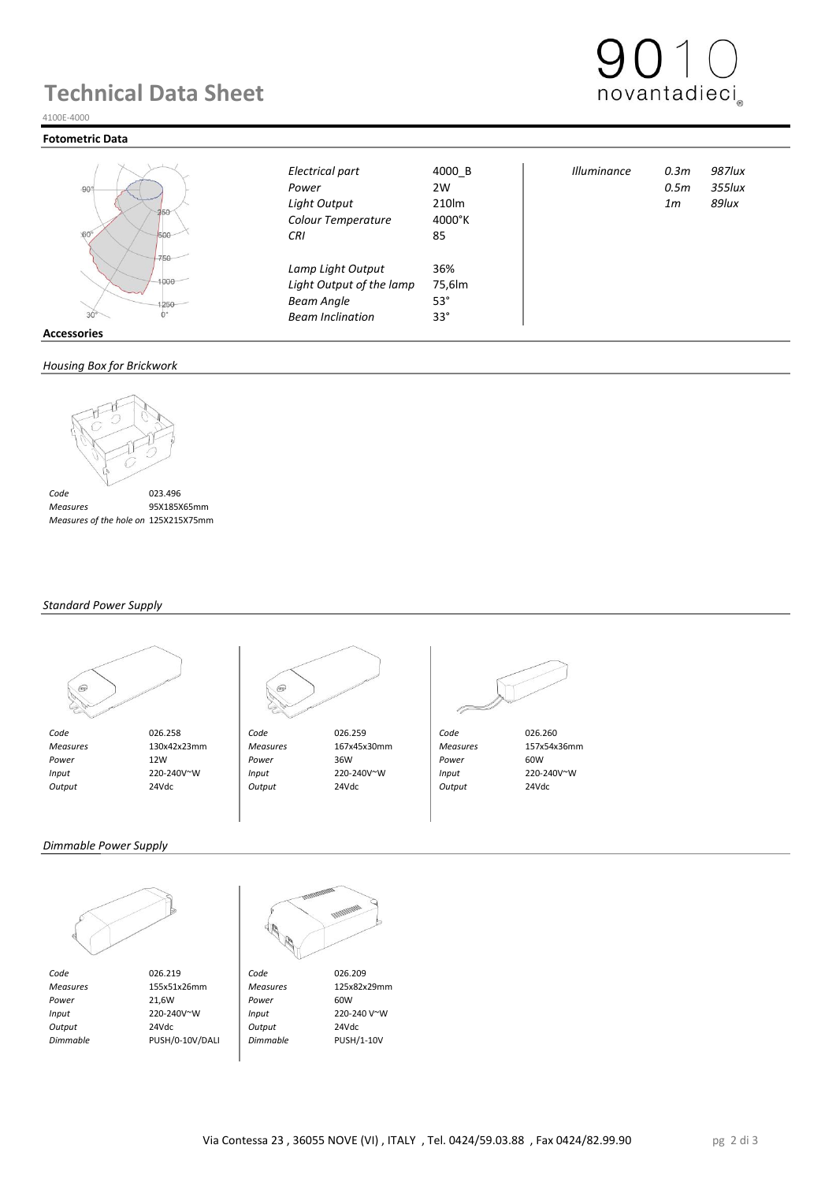# Technical Data Sheet

4100E-4000

## Fotometric Data

| | | | | |
|---|---|---|---|---|
| *Electrical part* | 4000_B | *Illuminance* | *0.3m* | *987lux* |
| *Power* | 2W | | *0.5m* | *355lux* |
| *Light Output* | 210lm | | *1m* | *89lux* |
| *Colour Temperature* | 4000°K | | | |
| *CRI* | 85 | | | |
| *Lamp Light Output* | 36% | | | |
| *Light Output of the lamp* | 75,6lm | | | |
| *Beam Angle* | 53° | | | |
| *Beam Inclination* | 33° | | | |

## Accessories

### *Housing Box for Brickwork*

| | |
|---|---|
| *Code* | 023.496 |
| *Measures* | 95X185X65mm |
| *Measures of the hole on* | 125X215X75mm |

### *Standard Power Supply*

| | | | | | |
|---|---|---|---|---|---|
| *Code* | 026.258 | *Code* | 026.259 | *Code* | 026.260 |
| *Measures* | 130x42x23mm | *Measures* | 167x45x30mm | *Measures* | 157x54x36mm |
| *Power* | 12W | *Power* | 36W | *Power* | 60W |
| *Input* | 220-240V~W | *Input* | 220-240V~W | *Input* | 220-240V~W |
| *Output* | 24Vdc | *Output* | 24Vdc | *Output* | 24Vdc |

### *Dimmable Power Supply*

| | | | |
|---|---|---|---|
| *Code* | 026.219 | *Code* | 026.209 |
| *Measures* | 155x51x26mm | *Measures* | 125x82x29mm |
| *Power* | 21,6W | *Power* | 60W |
| *Input* | 220-240V~W | *Input* | 220-240 V~W |
| *Output* | 24Vdc | *Output* | 24Vdc |
| *Dimmable* | PUSH/0-10V/DALI | *Dimmable* | PUSH/1-10V |

Via Contessa 23 , 36055 NOVE (VI) , ITALY , Tel. 0424/59.03.88 , Fax 0424/82.99.90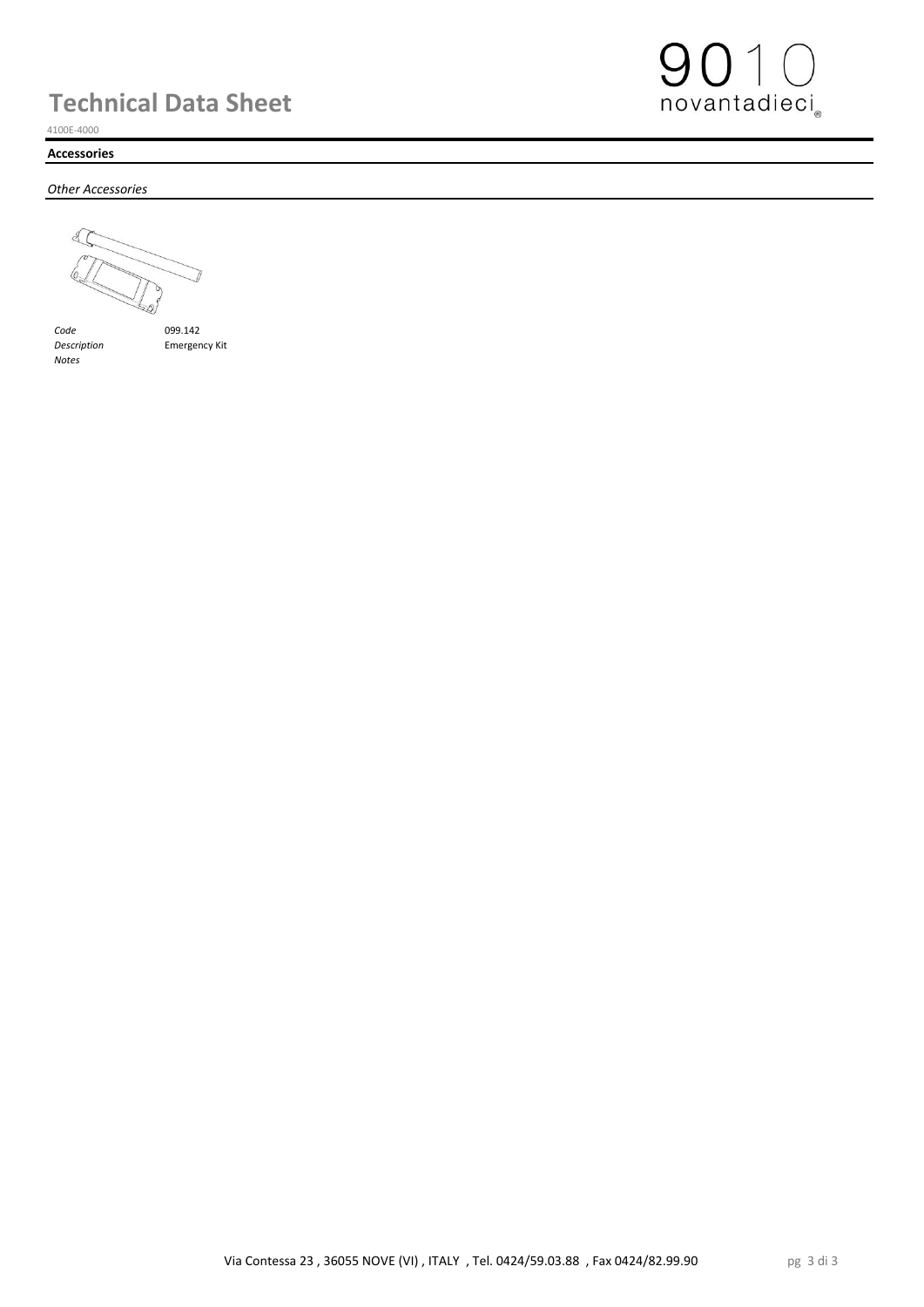# Technical Data Sheet

4100E-4000

## Accessories

### *Other Accessories*

| | |
|---|---|
| *Code* | 099.142 |
| *Description* | Emergency Kit |
| *Notes* | |